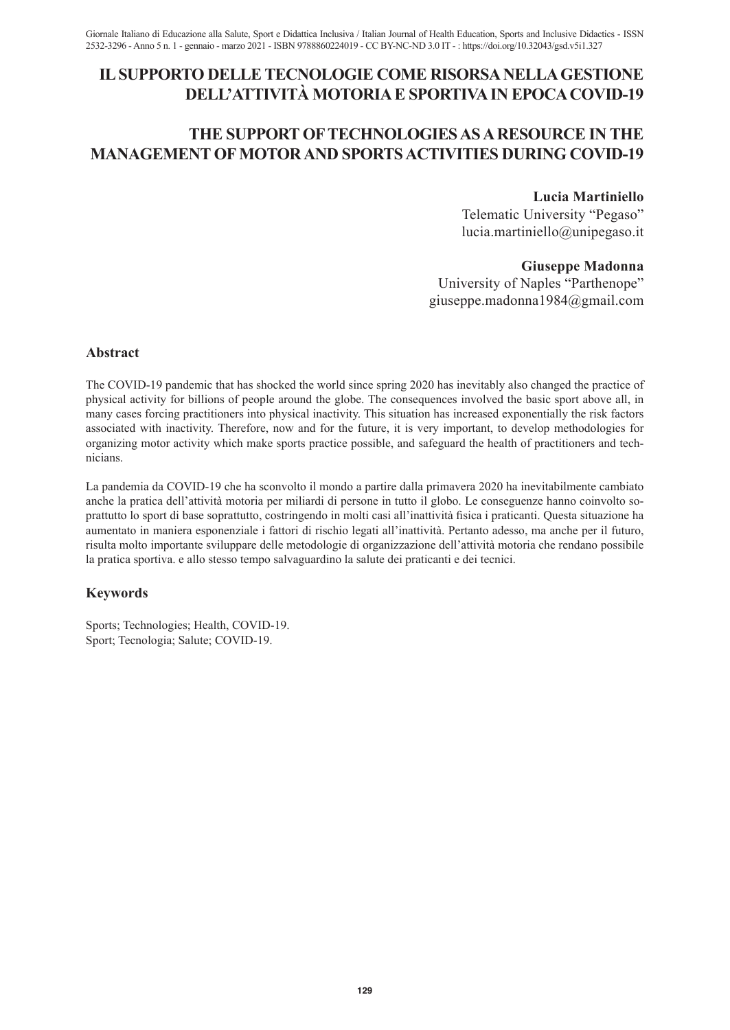# IL SUPPORTO DELLE TECNOLOGIE COME RISORSA NELLA GESTIONE DELL'ATTIVITÀ MOTORIA E SPORTIVA IN EPOCA COVID-19

# THE SUPPORT OF TECHNOLOGIES AS A RESOURCE IN THE MANAGEMENT OF MOTOR AND SPORTS ACTIVITIES DURING COVID-19

**Lucia Martiniello**
Telematic University "Pegaso"
lucia.martiniello@unipegaso.it

**Giuseppe Madonna**
University of Naples "Parthenope"
giuseppe.madonna1984@gmail.com

## Abstract

The COVID-19 pandemic that has shocked the world since spring 2020 has inevitably also changed the practice of physical activity for billions of people around the globe. The consequences involved the basic sport above all, in many cases forcing practitioners into physical inactivity. This situation has increased exponentially the risk factors associated with inactivity. Therefore, now and for the future, it is very important, to develop methodologies for organizing motor activity which make sports practice possible, and safeguard the health of practitioners and technicians.

La pandemia da COVID-19 che ha sconvolto il mondo a partire dalla primavera 2020 ha inevitabilmente cambiato anche la pratica dell'attività motoria per miliardi di persone in tutto il globo. Le conseguenze hanno coinvolto soprattutto lo sport di base soprattutto, costringendo in molti casi all'inattività fisica i praticanti. Questa situazione ha aumentato in maniera esponenziale i fattori di rischio legati all'inattività. Pertanto adesso, ma anche per il futuro, risulta molto importante sviluppare delle metodologie di organizzazione dell'attività motoria che rendano possibile la pratica sportiva. e allo stesso tempo salvaguardino la salute dei praticanti e dei tecnici.

## Keywords

Sports; Technologies; Health, COVID-19.
Sport; Tecnologia; Salute; COVID-19.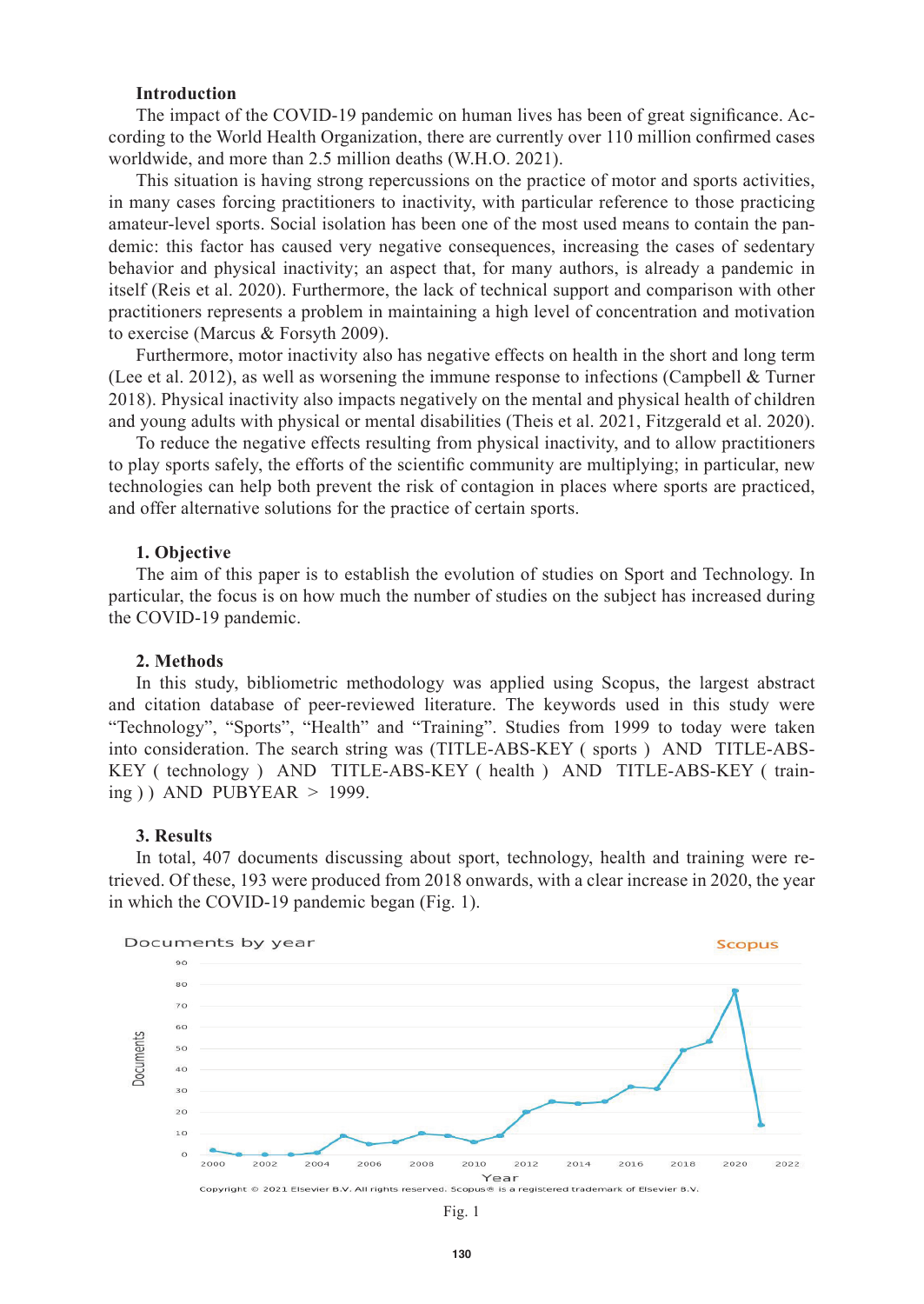## Introduction

The impact of the COVID-19 pandemic on human lives has been of great significance. According to the World Health Organization, there are currently over 110 million confirmed cases worldwide, and more than 2.5 million deaths (W.H.O. 2021).

This situation is having strong repercussions on the practice of motor and sports activities, in many cases forcing practitioners to inactivity, with particular reference to those practicing amateur-level sports. Social isolation has been one of the most used means to contain the pandemic: this factor has caused very negative consequences, increasing the cases of sedentary behavior and physical inactivity; an aspect that, for many authors, is already a pandemic in itself (Reis et al. 2020). Furthermore, the lack of technical support and comparison with other practitioners represents a problem in maintaining a high level of concentration and motivation to exercise (Marcus & Forsyth 2009).

Furthermore, motor inactivity also has negative effects on health in the short and long term (Lee et al. 2012), as well as worsening the immune response to infections (Campbell & Turner 2018). Physical inactivity also impacts negatively on the mental and physical health of children and young adults with physical or mental disabilities (Theis et al. 2021, Fitzgerald et al. 2020).

To reduce the negative effects resulting from physical inactivity, and to allow practitioners to play sports safely, the efforts of the scientific community are multiplying; in particular, new technologies can help both prevent the risk of contagion in places where sports are practiced, and offer alternative solutions for the practice of certain sports.

## 1. Objective

The aim of this paper is to establish the evolution of studies on Sport and Technology. In particular, the focus is on how much the number of studies on the subject has increased during the COVID-19 pandemic.

## 2. Methods

In this study, bibliometric methodology was applied using Scopus, the largest abstract and citation database of peer-reviewed literature. The keywords used in this study were "Technology", "Sports", "Health" and "Training". Studies from 1999 to today were taken into consideration. The search string was (TITLE-ABS-KEY ( sports ) AND TITLE-ABS-KEY ( technology ) AND TITLE-ABS-KEY ( health ) AND TITLE-ABS-KEY ( training ) ) AND PUBYEAR > 1999.

## 3. Results

In total, 407 documents discussing about sport, technology, health and training were retrieved. Of these, 193 were produced from 2018 onwards, with a clear increase in 2020, the year in which the COVID-19 pandemic began (Fig. 1).

Fig. 1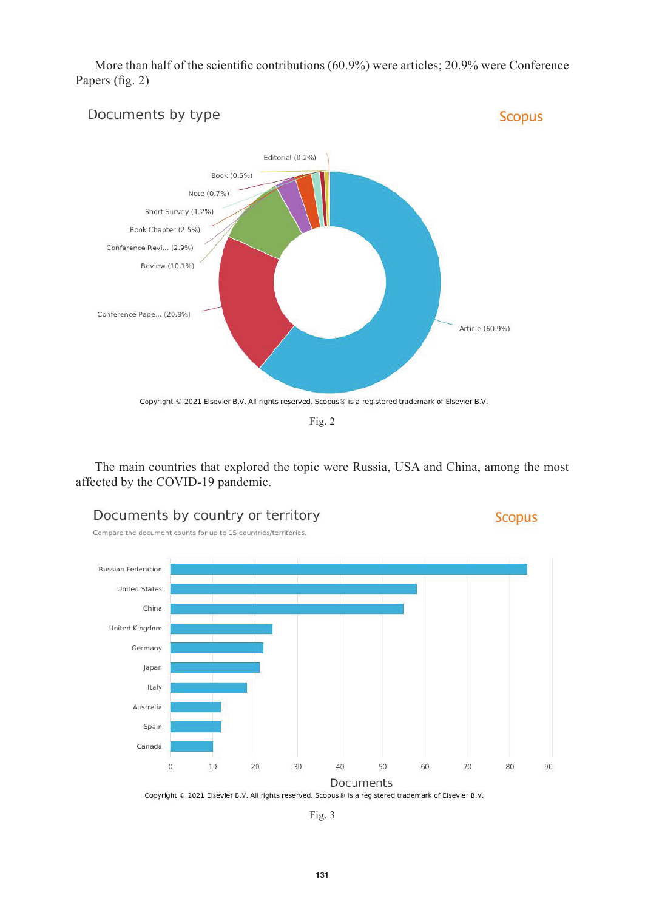More than half of the scientific contributions (60.9%) were articles; 20.9% were Conference Papers (fig. 2)

Documents by type

Scopus

Editorial (0.2%)

Book (0.5%)

Note (0.7%)

Short Survey (1.2%)

Book Chapter (2.5%)

Conference Revi... (2.9%)

Review (10.1%)

Conference Pape... (20.9%)

Article (60.9%)

Copyright © 2021 Elsevier B.V. All rights reserved. Scopus® is a registered trademark of Elsevier B.V.

Fig. 2

The main countries that explored the topic were Russia, USA and China, among the most affected by the COVID-19 pandemic.

Documents by country or territory

Scopus

Compare the document counts for up to 15 countries/territories.

Russian Federation

United States

China

United Kingdom

Germany

Japan

Italy

Australia

Spain

Canada

0 10 20 30 40 50 60 70 80 90

Documents

Copyright © 2021 Elsevier B.V. All rights reserved. Scopus® is a registered trademark of Elsevier B.V.

Fig. 3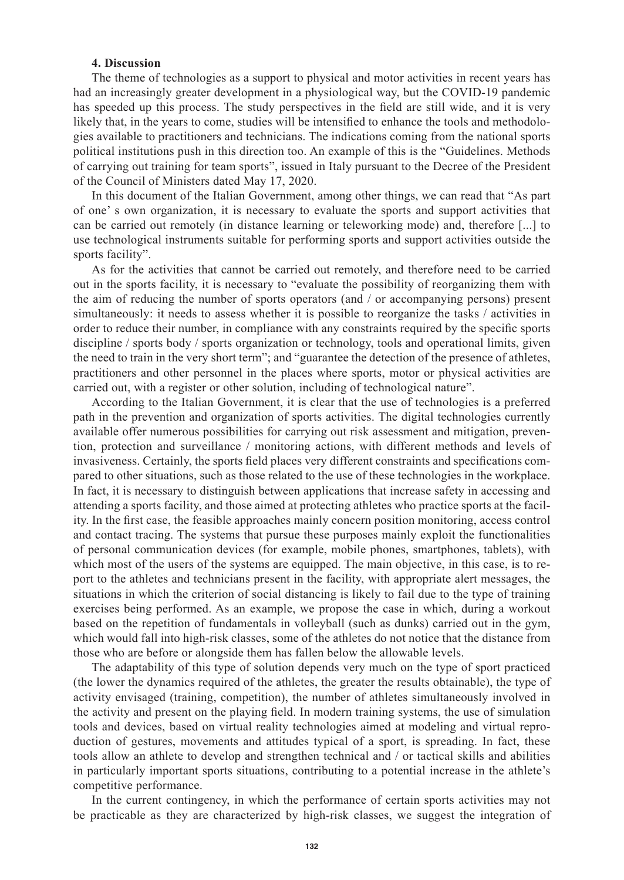### 4. Discussion

The theme of technologies as a support to physical and motor activities in recent years has had an increasingly greater development in a physiological way, but the COVID-19 pandemic has speeded up this process. The study perspectives in the field are still wide, and it is very likely that, in the years to come, studies will be intensified to enhance the tools and methodologies available to practitioners and technicians. The indications coming from the national sports political institutions push in this direction too. An example of this is the "Guidelines. Methods of carrying out training for team sports", issued in Italy pursuant to the Decree of the President of the Council of Ministers dated May 17, 2020.

In this document of the Italian Government, among other things, we can read that "As part of one' s own organization, it is necessary to evaluate the sports and support activities that can be carried out remotely (in distance learning or teleworking mode) and, therefore [...] to use technological instruments suitable for performing sports and support activities outside the sports facility".

As for the activities that cannot be carried out remotely, and therefore need to be carried out in the sports facility, it is necessary to "evaluate the possibility of reorganizing them with the aim of reducing the number of sports operators (and / or accompanying persons) present simultaneously: it needs to assess whether it is possible to reorganize the tasks / activities in order to reduce their number, in compliance with any constraints required by the specific sports discipline / sports body / sports organization or technology, tools and operational limits, given the need to train in the very short term"; and "guarantee the detection of the presence of athletes, practitioners and other personnel in the places where sports, motor or physical activities are carried out, with a register or other solution, including of technological nature".

According to the Italian Government, it is clear that the use of technologies is a preferred path in the prevention and organization of sports activities. The digital technologies currently available offer numerous possibilities for carrying out risk assessment and mitigation, prevention, protection and surveillance / monitoring actions, with different methods and levels of invasiveness. Certainly, the sports field places very different constraints and specifications compared to other situations, such as those related to the use of these technologies in the workplace. In fact, it is necessary to distinguish between applications that increase safety in accessing and attending a sports facility, and those aimed at protecting athletes who practice sports at the facility. In the first case, the feasible approaches mainly concern position monitoring, access control and contact tracing. The systems that pursue these purposes mainly exploit the functionalities of personal communication devices (for example, mobile phones, smartphones, tablets), with which most of the users of the systems are equipped. The main objective, in this case, is to report to the athletes and technicians present in the facility, with appropriate alert messages, the situations in which the criterion of social distancing is likely to fail due to the type of training exercises being performed. As an example, we propose the case in which, during a workout based on the repetition of fundamentals in volleyball (such as dunks) carried out in the gym, which would fall into high-risk classes, some of the athletes do not notice that the distance from those who are before or alongside them has fallen below the allowable levels.

The adaptability of this type of solution depends very much on the type of sport practiced (the lower the dynamics required of the athletes, the greater the results obtainable), the type of activity envisaged (training, competition), the number of athletes simultaneously involved in the activity and present on the playing field. In modern training systems, the use of simulation tools and devices, based on virtual reality technologies aimed at modeling and virtual reproduction of gestures, movements and attitudes typical of a sport, is spreading. In fact, these tools allow an athlete to develop and strengthen technical and / or tactical skills and abilities in particularly important sports situations, contributing to a potential increase in the athlete's competitive performance.

In the current contingency, in which the performance of certain sports activities may not be practicable as they are characterized by high-risk classes, we suggest the integration of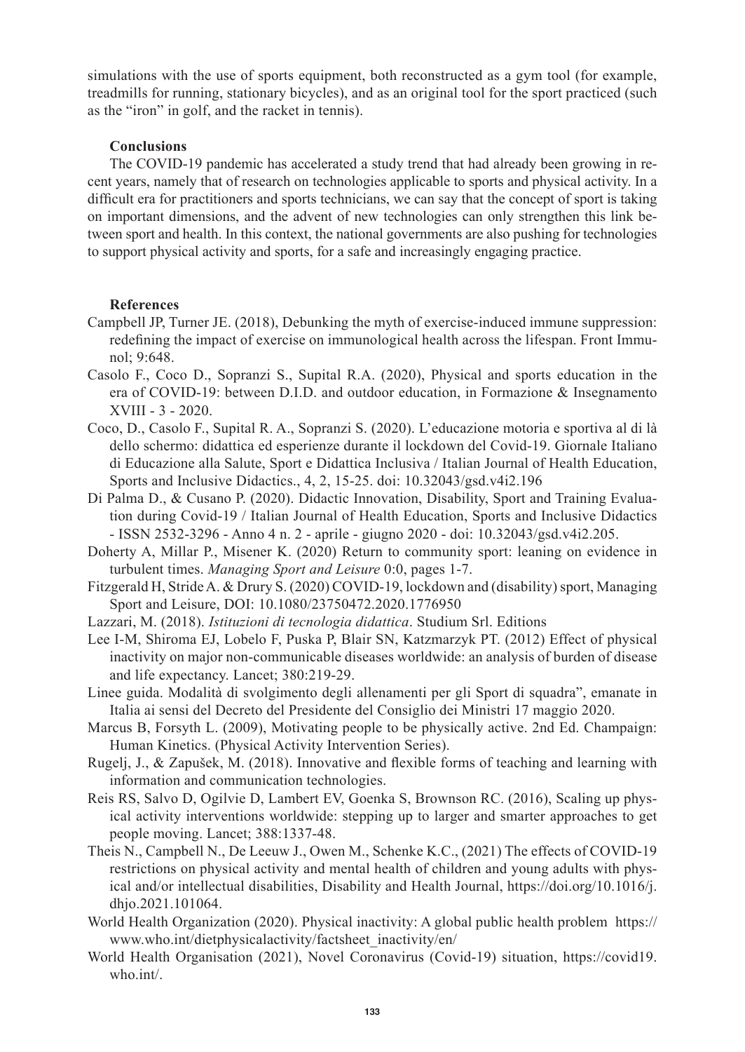simulations with the use of sports equipment, both reconstructed as a gym tool (for example, treadmills for running, stationary bicycles), and as an original tool for the sport practiced (such as the "iron" in golf, and the racket in tennis).

## Conclusions

The COVID-19 pandemic has accelerated a study trend that had already been growing in recent years, namely that of research on technologies applicable to sports and physical activity. In a difficult era for practitioners and sports technicians, we can say that the concept of sport is taking on important dimensions, and the advent of new technologies can only strengthen this link between sport and health. In this context, the national governments are also pushing for technologies to support physical activity and sports, for a safe and increasingly engaging practice.

## References

Campbell JP, Turner JE. (2018), Debunking the myth of exercise-induced immune suppression: redefining the impact of exercise on immunological health across the lifespan. Front Immunol; 9:648.

Casolo F., Coco D., Sopranzi S., Supital R.A. (2020), Physical and sports education in the era of COVID-19: between D.I.D. and outdoor education, in Formazione & Insegnamento XVIII - 3 - 2020.

Coco, D., Casolo F., Supital R. A., Sopranzi S. (2020). L'educazione motoria e sportiva al di là dello schermo: didattica ed esperienze durante il lockdown del Covid-19. Giornale Italiano di Educazione alla Salute, Sport e Didattica Inclusiva / Italian Journal of Health Education, Sports and Inclusive Didactics., 4, 2, 15-25. doi: 10.32043/gsd.v4i2.196

Di Palma D., & Cusano P. (2020). Didactic Innovation, Disability, Sport and Training Evaluation during Covid-19 / Italian Journal of Health Education, Sports and Inclusive Didactics - ISSN 2532-3296 - Anno 4 n. 2 - aprile - giugno 2020 - doi: 10.32043/gsd.v4i2.205.

Doherty A, Millar P., Misener K. (2020) Return to community sport: leaning on evidence in turbulent times. *Managing Sport and Leisure* 0:0, pages 1-7.

Fitzgerald H, Stride A. & Drury S. (2020) COVID-19, lockdown and (disability) sport, Managing Sport and Leisure, DOI: 10.1080/23750472.2020.1776950

Lazzari, M. (2018). *Istituzioni di tecnologia didattica*. Studium Srl. Editions

Lee I-M, Shiroma EJ, Lobelo F, Puska P, Blair SN, Katzmarzyk PT. (2012) Effect of physical inactivity on major non-communicable diseases worldwide: an analysis of burden of disease and life expectancy. Lancet; 380:219-29.

Linee guida. Modalità di svolgimento degli allenamenti per gli Sport di squadra", emanate in Italia ai sensi del Decreto del Presidente del Consiglio dei Ministri 17 maggio 2020.

Marcus B, Forsyth L. (2009), Motivating people to be physically active. 2nd Ed. Champaign: Human Kinetics. (Physical Activity Intervention Series).

Rugelj, J., & Zapušek, M. (2018). Innovative and flexible forms of teaching and learning with information and communication technologies.

Reis RS, Salvo D, Ogilvie D, Lambert EV, Goenka S, Brownson RC. (2016), Scaling up physical activity interventions worldwide: stepping up to larger and smarter approaches to get people moving. Lancet; 388:1337-48.

Theis N., Campbell N., De Leeuw J., Owen M., Schenke K.C., (2021) The effects of COVID-19 restrictions on physical activity and mental health of children and young adults with physical and/or intellectual disabilities, Disability and Health Journal, https://doi.org/10.1016/j.dhjo.2021.101064.

World Health Organization (2020). Physical inactivity: A global public health problem https://www.who.int/dietphysicalactivity/factsheet_inactivity/en/

World Health Organisation (2021), Novel Coronavirus (Covid-19) situation, https://covid19.who.int/.